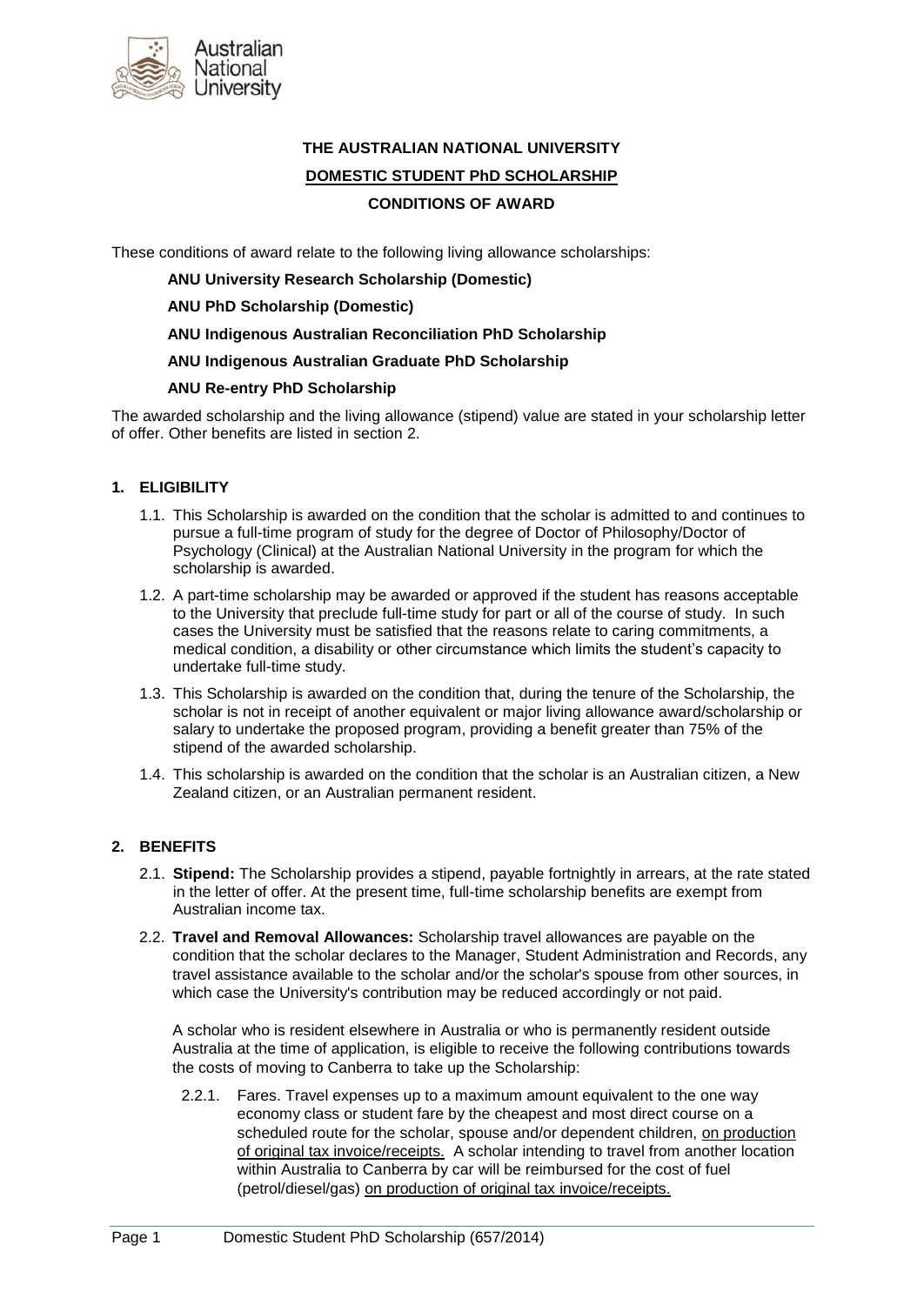**THE AUSTRALIAN NATIONAL UNIVERSITY**

**DOMESTIC STUDENT PhD SCHOLARSHIP**

**CONDITIONS OF AWARD**

These conditions of award relate to the following living allowance scholarships:

**ANU University Research Scholarship (Domestic)**

**ANU PhD Scholarship (Domestic)**

**ANU Indigenous Australian Reconciliation PhD Scholarship**

**ANU Indigenous Australian Graduate PhD Scholarship**

**ANU Re-entry PhD Scholarship**

The awarded scholarship and the living allowance (stipend) value are stated in your scholarship letter of offer. Other benefits are listed in section 2.

## 1. ELIGIBILITY

1.1. This Scholarship is awarded on the condition that the scholar is admitted to and continues to pursue a full-time program of study for the degree of Doctor of Philosophy/Doctor of Psychology (Clinical) at the Australian National University in the program for which the scholarship is awarded.

1.2. A part-time scholarship may be awarded or approved if the student has reasons acceptable to the University that preclude full-time study for part or all of the course of study. In such cases the University must be satisfied that the reasons relate to caring commitments, a medical condition, a disability or other circumstance which limits the student's capacity to undertake full-time study.

1.3. This Scholarship is awarded on the condition that, during the tenure of the Scholarship, the scholar is not in receipt of another equivalent or major living allowance award/scholarship or salary to undertake the proposed program, providing a benefit greater than 75% of the stipend of the awarded scholarship.

1.4. This scholarship is awarded on the condition that the scholar is an Australian citizen, a New Zealand citizen, or an Australian permanent resident.

## 2. BENEFITS

2.1. **Stipend:** The Scholarship provides a stipend, payable fortnightly in arrears, at the rate stated in the letter of offer. At the present time, full-time scholarship benefits are exempt from Australian income tax.

2.2. **Travel and Removal Allowances:** Scholarship travel allowances are payable on the condition that the scholar declares to the Manager, Student Administration and Records, any travel assistance available to the scholar and/or the scholar's spouse from other sources, in which case the University's contribution may be reduced accordingly or not paid.

A scholar who is resident elsewhere in Australia or who is permanently resident outside Australia at the time of application, is eligible to receive the following contributions towards the costs of moving to Canberra to take up the Scholarship:

2.2.1. Fares. Travel expenses up to a maximum amount equivalent to the one way economy class or student fare by the cheapest and most direct course on a scheduled route for the scholar, spouse and/or dependent children, on production of original tax invoice/receipts. A scholar intending to travel from another location within Australia to Canberra by car will be reimbursed for the cost of fuel (petrol/diesel/gas) on production of original tax invoice/receipts.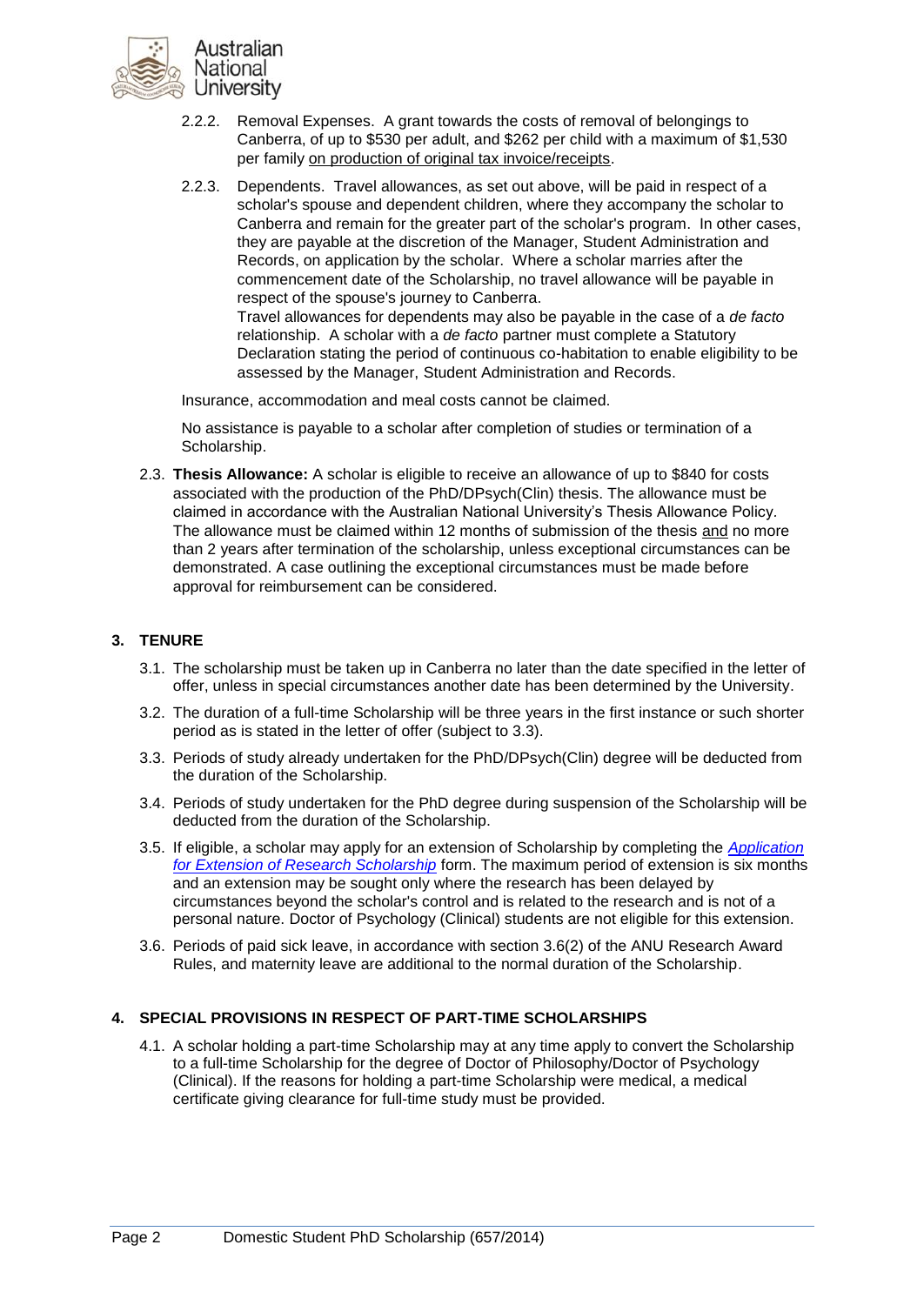2.2.2. Removal Expenses. A grant towards the costs of removal of belongings to Canberra, of up to $530 per adult, and $262 per child with a maximum of $1,530 per family on production of original tax invoice/receipts.

2.2.3. Dependents. Travel allowances, as set out above, will be paid in respect of a scholar's spouse and dependent children, where they accompany the scholar to Canberra and remain for the greater part of the scholar's program. In other cases, they are payable at the discretion of the Manager, Student Administration and Records, on application by the scholar. Where a scholar marries after the commencement date of the Scholarship, no travel allowance will be payable in respect of the spouse's journey to Canberra.
Travel allowances for dependents may also be payable in the case of a *de facto* relationship. A scholar with a *de facto* partner must complete a Statutory Declaration stating the period of continuous co-habitation to enable eligibility to be assessed by the Manager, Student Administration and Records.

Insurance, accommodation and meal costs cannot be claimed.

No assistance is payable to a scholar after completion of studies or termination of a Scholarship.

2.3. **Thesis Allowance:** A scholar is eligible to receive an allowance of up to $840 for costs associated with the production of the PhD/DPsych(Clin) thesis. The allowance must be claimed in accordance with the Australian National University's Thesis Allowance Policy. The allowance must be claimed within 12 months of submission of the thesis and no more than 2 years after termination of the scholarship, unless exceptional circumstances can be demonstrated. A case outlining the exceptional circumstances must be made before approval for reimbursement can be considered.

## 3. TENURE

3.1. The scholarship must be taken up in Canberra no later than the date specified in the letter of offer, unless in special circumstances another date has been determined by the University.

3.2. The duration of a full-time Scholarship will be three years in the first instance or such shorter period as is stated in the letter of offer (subject to 3.3).

3.3. Periods of study already undertaken for the PhD/DPsych(Clin) degree will be deducted from the duration of the Scholarship.

3.4. Periods of study undertaken for the PhD degree during suspension of the Scholarship will be deducted from the duration of the Scholarship.

3.5. If eligible, a scholar may apply for an extension of Scholarship by completing the *Application for Extension of Research Scholarship* form. The maximum period of extension is six months and an extension may be sought only where the research has been delayed by circumstances beyond the scholar's control and is related to the research and is not of a personal nature. Doctor of Psychology (Clinical) students are not eligible for this extension.

3.6. Periods of paid sick leave, in accordance with section 3.6(2) of the ANU Research Award Rules, and maternity leave are additional to the normal duration of the Scholarship.

## 4. SPECIAL PROVISIONS IN RESPECT OF PART-TIME SCHOLARSHIPS

4.1. A scholar holding a part-time Scholarship may at any time apply to convert the Scholarship to a full-time Scholarship for the degree of Doctor of Philosophy/Doctor of Psychology (Clinical). If the reasons for holding a part-time Scholarship were medical, a medical certificate giving clearance for full-time study must be provided.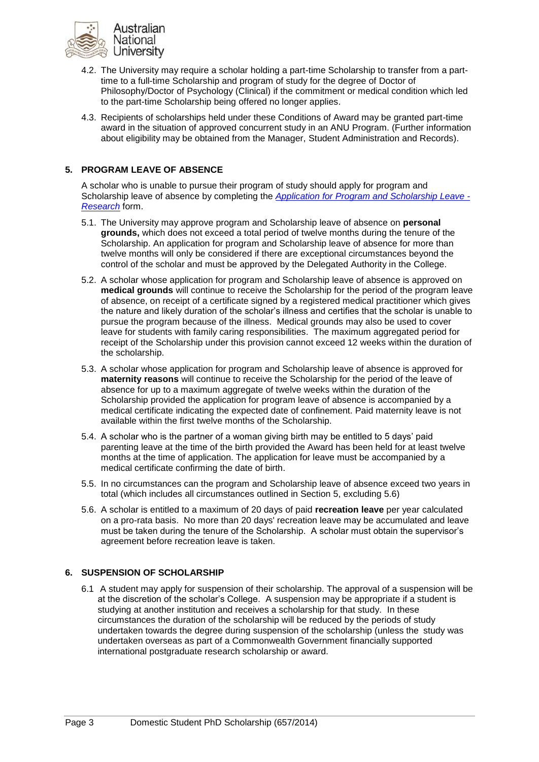4.2. The University may require a scholar holding a part-time Scholarship to transfer from a part-time to a full-time Scholarship and program of study for the degree of Doctor of Philosophy/Doctor of Psychology (Clinical) if the commitment or medical condition which led to the part-time Scholarship being offered no longer applies.

4.3. Recipients of scholarships held under these Conditions of Award may be granted part-time award in the situation of approved concurrent study in an ANU Program. (Further information about eligibility may be obtained from the Manager, Student Administration and Records).

## 5. PROGRAM LEAVE OF ABSENCE

A scholar who is unable to pursue their program of study should apply for program and Scholarship leave of absence by completing the *Application for Program and Scholarship Leave - Research* form.

5.1. The University may approve program and Scholarship leave of absence on **personal grounds,** which does not exceed a total period of twelve months during the tenure of the Scholarship. An application for program and Scholarship leave of absence for more than twelve months will only be considered if there are exceptional circumstances beyond the control of the scholar and must be approved by the Delegated Authority in the College.

5.2. A scholar whose application for program and Scholarship leave of absence is approved on **medical grounds** will continue to receive the Scholarship for the period of the program leave of absence, on receipt of a certificate signed by a registered medical practitioner which gives the nature and likely duration of the scholar's illness and certifies that the scholar is unable to pursue the program because of the illness. Medical grounds may also be used to cover leave for students with family caring responsibilities. The maximum aggregated period for receipt of the Scholarship under this provision cannot exceed 12 weeks within the duration of the scholarship.

5.3. A scholar whose application for program and Scholarship leave of absence is approved for **maternity reasons** will continue to receive the Scholarship for the period of the leave of absence for up to a maximum aggregate of twelve weeks within the duration of the Scholarship provided the application for program leave of absence is accompanied by a medical certificate indicating the expected date of confinement. Paid maternity leave is not available within the first twelve months of the Scholarship.

5.4. A scholar who is the partner of a woman giving birth may be entitled to 5 days' paid parenting leave at the time of the birth provided the Award has been held for at least twelve months at the time of application. The application for leave must be accompanied by a medical certificate confirming the date of birth.

5.5. In no circumstances can the program and Scholarship leave of absence exceed two years in total (which includes all circumstances outlined in Section 5, excluding 5.6)

5.6. A scholar is entitled to a maximum of 20 days of paid **recreation leave** per year calculated on a pro-rata basis. No more than 20 days' recreation leave may be accumulated and leave must be taken during the tenure of the Scholarship. A scholar must obtain the supervisor's agreement before recreation leave is taken.

## 6. SUSPENSION OF SCHOLARSHIP

6.1 A student may apply for suspension of their scholarship. The approval of a suspension will be at the discretion of the scholar's College. A suspension may be appropriate if a student is studying at another institution and receives a scholarship for that study. In these circumstances the duration of the scholarship will be reduced by the periods of study undertaken towards the degree during suspension of the scholarship (unless the study was undertaken overseas as part of a Commonwealth Government financially supported international postgraduate research scholarship or award.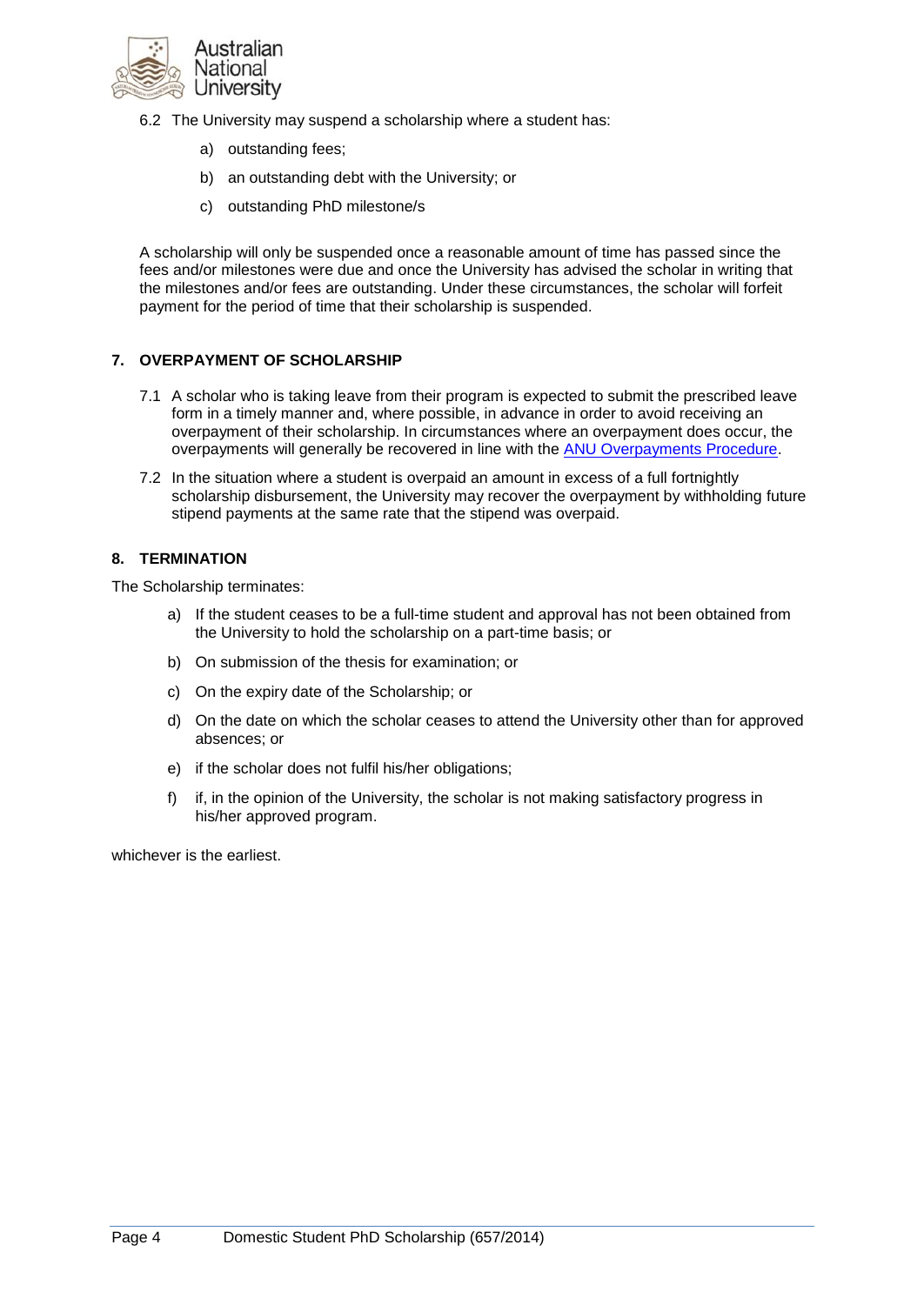6.2 The University may suspend a scholarship where a student has:

a) outstanding fees;

b) an outstanding debt with the University; or

c) outstanding PhD milestone/s

A scholarship will only be suspended once a reasonable amount of time has passed since the fees and/or milestones were due and once the University has advised the scholar in writing that the milestones and/or fees are outstanding. Under these circumstances, the scholar will forfeit payment for the period of time that their scholarship is suspended.

## 7. OVERPAYMENT OF SCHOLARSHIP

7.1 A scholar who is taking leave from their program is expected to submit the prescribed leave form in a timely manner and, where possible, in advance in order to avoid receiving an overpayment of their scholarship. In circumstances where an overpayment does occur, the overpayments will generally be recovered in line with the ANU Overpayments Procedure.

7.2 In the situation where a student is overpaid an amount in excess of a full fortnightly scholarship disbursement, the University may recover the overpayment by withholding future stipend payments at the same rate that the stipend was overpaid.

## 8. TERMINATION

The Scholarship terminates:

a) If the student ceases to be a full-time student and approval has not been obtained from the University to hold the scholarship on a part-time basis; or

b) On submission of the thesis for examination; or

c) On the expiry date of the Scholarship; or

d) On the date on which the scholar ceases to attend the University other than for approved absences; or

e) if the scholar does not fulfil his/her obligations;

f) if, in the opinion of the University, the scholar is not making satisfactory progress in his/her approved program.

whichever is the earliest.